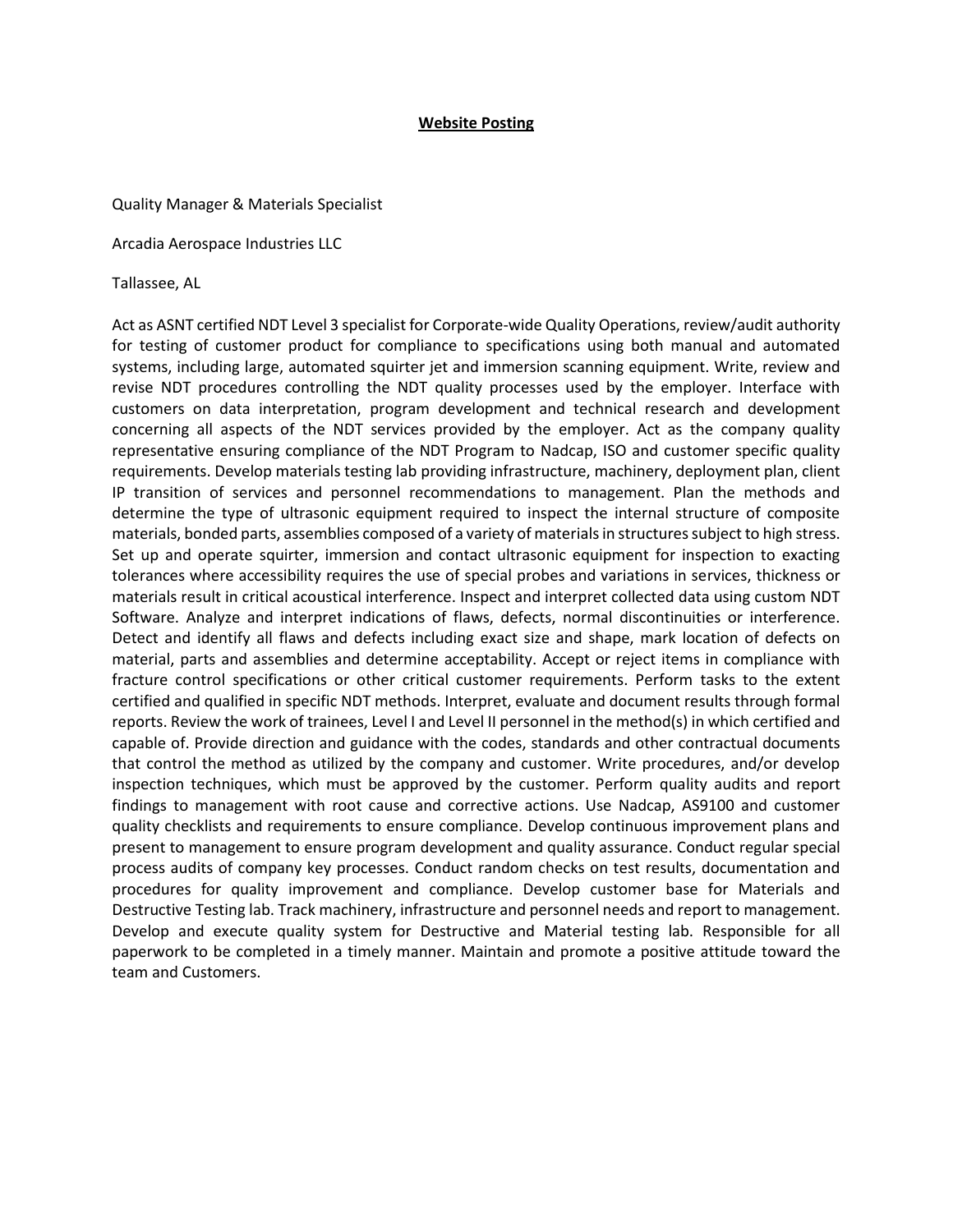**Website Posting**

Quality Manager & Materials Specialist

Arcadia Aerospace Industries LLC

Tallassee, AL

Act as ASNT certified NDT Level 3 specialist for Corporate-wide Quality Operations, review/audit authority for testing of customer product for compliance to specifications using both manual and automated systems, including large, automated squirter jet and immersion scanning equipment. Write, review and revise NDT procedures controlling the NDT quality processes used by the employer. Interface with customers on data interpretation, program development and technical research and development concerning all aspects of the NDT services provided by the employer. Act as the company quality representative ensuring compliance of the NDT Program to Nadcap, ISO and customer specific quality requirements. Develop materials testing lab providing infrastructure, machinery, deployment plan, client IP transition of services and personnel recommendations to management. Plan the methods and determine the type of ultrasonic equipment required to inspect the internal structure of composite materials, bonded parts, assemblies composed of a variety of materials in structures subject to high stress. Set up and operate squirter, immersion and contact ultrasonic equipment for inspection to exacting tolerances where accessibility requires the use of special probes and variations in services, thickness or materials result in critical acoustical interference. Inspect and interpret collected data using custom NDT Software. Analyze and interpret indications of flaws, defects, normal discontinuities or interference. Detect and identify all flaws and defects including exact size and shape, mark location of defects on material, parts and assemblies and determine acceptability. Accept or reject items in compliance with fracture control specifications or other critical customer requirements. Perform tasks to the extent certified and qualified in specific NDT methods. Interpret, evaluate and document results through formal reports. Review the work of trainees, Level I and Level II personnel in the method(s) in which certified and capable of. Provide direction and guidance with the codes, standards and other contractual documents that control the method as utilized by the company and customer. Write procedures, and/or develop inspection techniques, which must be approved by the customer. Perform quality audits and report findings to management with root cause and corrective actions. Use Nadcap, AS9100 and customer quality checklists and requirements to ensure compliance. Develop continuous improvement plans and present to management to ensure program development and quality assurance. Conduct regular special process audits of company key processes. Conduct random checks on test results, documentation and procedures for quality improvement and compliance. Develop customer base for Materials and Destructive Testing lab. Track machinery, infrastructure and personnel needs and report to management. Develop and execute quality system for Destructive and Material testing lab. Responsible for all paperwork to be completed in a timely manner. Maintain and promote a positive attitude toward the team and Customers.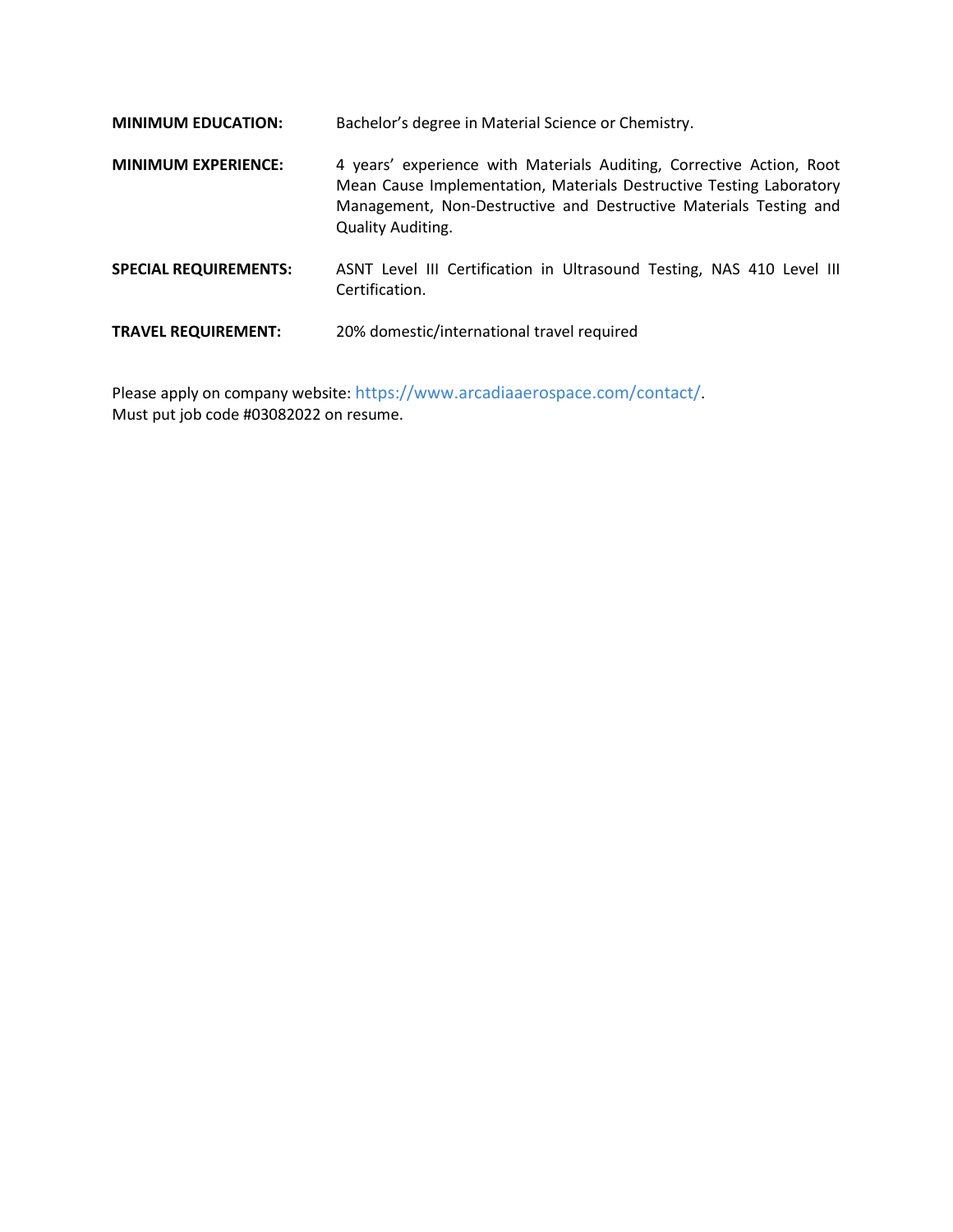**MINIMUM EDUCATION:** Bachelor's degree in Material Science or Chemistry.

**MINIMUM EXPERIENCE:** 4 years' experience with Materials Auditing, Corrective Action, Root Mean Cause Implementation, Materials Destructive Testing Laboratory Management, Non-Destructive and Destructive Materials Testing and Quality Auditing.

**SPECIAL REQUIREMENTS:** ASNT Level III Certification in Ultrasound Testing, NAS 410 Level III Certification.

**TRAVEL REQUIREMENT:** 20% domestic/international travel required

Please apply on company website: https://www.arcadiaaerospace.com/contact/.
Must put job code #03082022 on resume.